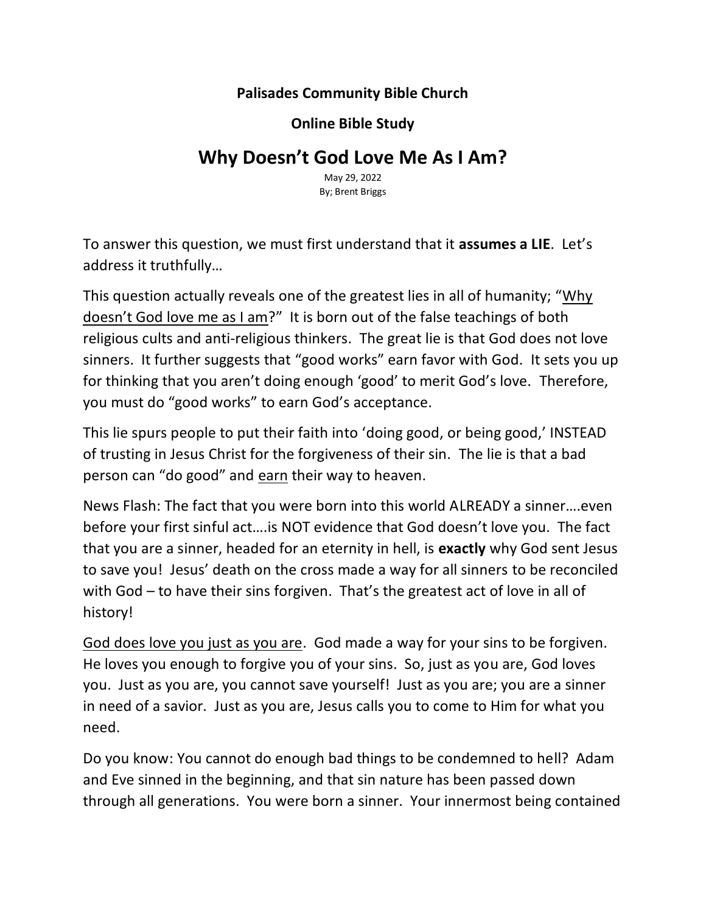**Palisades Community Bible Church**

**Online Bible Study**

# Why Doesn't God Love Me As I Am?

May 29, 2022
By; Brent Briggs

To answer this question, we must first understand that it **assumes a LIE**. Let's address it truthfully…

This question actually reveals one of the greatest lies in all of humanity; "<u>Why doesn't God love me as I am</u>?" It is born out of the false teachings of both religious cults and anti-religious thinkers. The great lie is that God does not love sinners. It further suggests that "good works" earn favor with God. It sets you up for thinking that you aren't doing enough 'good' to merit God's love. Therefore, you must do "good works" to earn God's acceptance.

This lie spurs people to put their faith into 'doing good, or being good,' INSTEAD of trusting in Jesus Christ for the forgiveness of their sin. The lie is that a bad person can "do good" and <u>earn</u> their way to heaven.

News Flash: The fact that you were born into this world ALREADY a sinner….even before your first sinful act….is NOT evidence that God doesn't love you. The fact that you are a sinner, headed for an eternity in hell, is **exactly** why God sent Jesus to save you! Jesus' death on the cross made a way for all sinners to be reconciled with God – to have their sins forgiven. That's the greatest act of love in all of history!

<u>God does love you just as you are</u>. God made a way for your sins to be forgiven. He loves you enough to forgive you of your sins. So, just as you are, God loves you. Just as you are, you cannot save yourself! Just as you are; you are a sinner in need of a savior. Just as you are, Jesus calls you to come to Him for what you need.

Do you know: You cannot do enough bad things to be condemned to hell? Adam and Eve sinned in the beginning, and that sin nature has been passed down through all generations. You were born a sinner. Your innermost being contained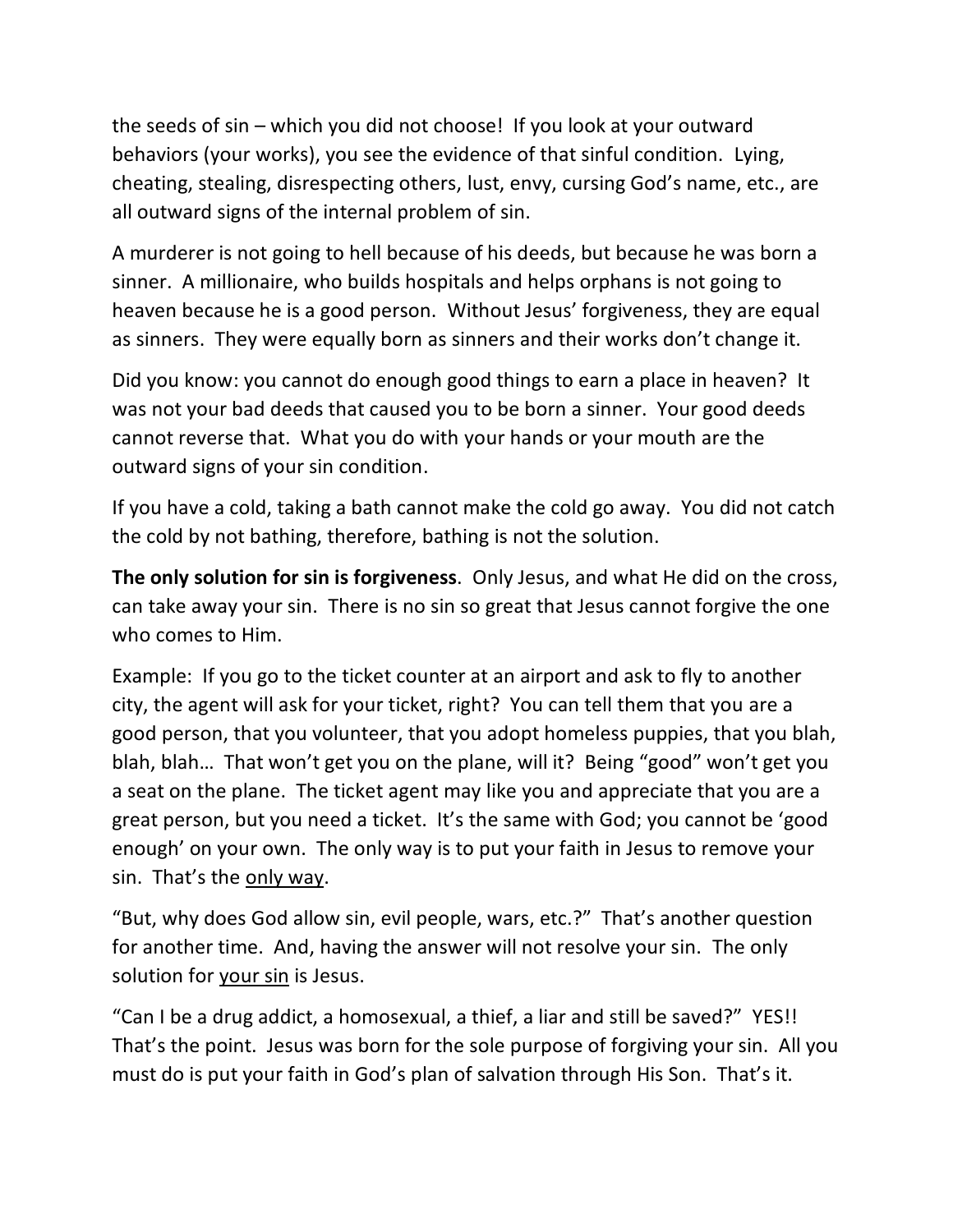the seeds of sin – which you did not choose! If you look at your outward behaviors (your works), you see the evidence of that sinful condition. Lying, cheating, stealing, disrespecting others, lust, envy, cursing God's name, etc., are all outward signs of the internal problem of sin.

A murderer is not going to hell because of his deeds, but because he was born a sinner. A millionaire, who builds hospitals and helps orphans is not going to heaven because he is a good person. Without Jesus' forgiveness, they are equal as sinners. They were equally born as sinners and their works don't change it.

Did you know: you cannot do enough good things to earn a place in heaven? It was not your bad deeds that caused you to be born a sinner. Your good deeds cannot reverse that. What you do with your hands or your mouth are the outward signs of your sin condition.

If you have a cold, taking a bath cannot make the cold go away. You did not catch the cold by not bathing, therefore, bathing is not the solution.

**The only solution for sin is forgiveness**. Only Jesus, and what He did on the cross, can take away your sin. There is no sin so great that Jesus cannot forgive the one who comes to Him.

Example: If you go to the ticket counter at an airport and ask to fly to another city, the agent will ask for your ticket, right? You can tell them that you are a good person, that you volunteer, that you adopt homeless puppies, that you blah, blah, blah… That won't get you on the plane, will it? Being "good" won't get you a seat on the plane. The ticket agent may like you and appreciate that you are a great person, but you need a ticket. It's the same with God; you cannot be 'good enough' on your own. The only way is to put your faith in Jesus to remove your sin. That's the <u>only way</u>.

"But, why does God allow sin, evil people, wars, etc.?" That's another question for another time. And, having the answer will not resolve your sin. The only solution for <u>your sin</u> is Jesus.

"Can I be a drug addict, a homosexual, a thief, a liar and still be saved?" YES!! That's the point. Jesus was born for the sole purpose of forgiving your sin. All you must do is put your faith in God's plan of salvation through His Son. That's it.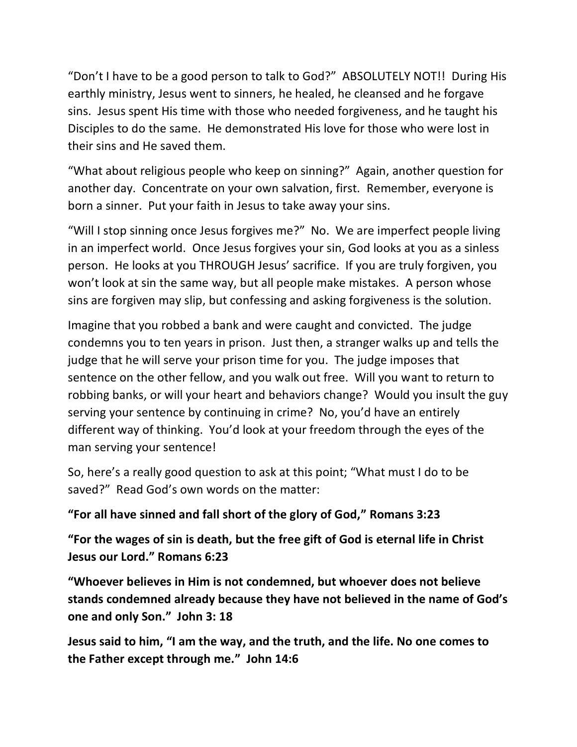"Don't I have to be a good person to talk to God?" ABSOLUTELY NOT!! During His earthly ministry, Jesus went to sinners, he healed, he cleansed and he forgave sins. Jesus spent His time with those who needed forgiveness, and he taught his Disciples to do the same. He demonstrated His love for those who were lost in their sins and He saved them.

"What about religious people who keep on sinning?" Again, another question for another day. Concentrate on your own salvation, first. Remember, everyone is born a sinner. Put your faith in Jesus to take away your sins.

"Will I stop sinning once Jesus forgives me?" No. We are imperfect people living in an imperfect world. Once Jesus forgives your sin, God looks at you as a sinless person. He looks at you THROUGH Jesus' sacrifice. If you are truly forgiven, you won't look at sin the same way, but all people make mistakes. A person whose sins are forgiven may slip, but confessing and asking forgiveness is the solution.

Imagine that you robbed a bank and were caught and convicted. The judge condemns you to ten years in prison. Just then, a stranger walks up and tells the judge that he will serve your prison time for you. The judge imposes that sentence on the other fellow, and you walk out free. Will you want to return to robbing banks, or will your heart and behaviors change? Would you insult the guy serving your sentence by continuing in crime? No, you'd have an entirely different way of thinking. You'd look at your freedom through the eyes of the man serving your sentence!

So, here's a really good question to ask at this point; "What must I do to be saved?" Read God's own words on the matter:

**"For all have sinned and fall short of the glory of God," Romans 3:23**

**"For the wages of sin is death, but the free gift of God is eternal life in Christ Jesus our Lord." Romans 6:23**

**"Whoever believes in Him is not condemned, but whoever does not believe stands condemned already because they have not believed in the name of God's one and only Son." John 3: 18**

**Jesus said to him, "I am the way, and the truth, and the life. No one comes to the Father except through me." John 14:6**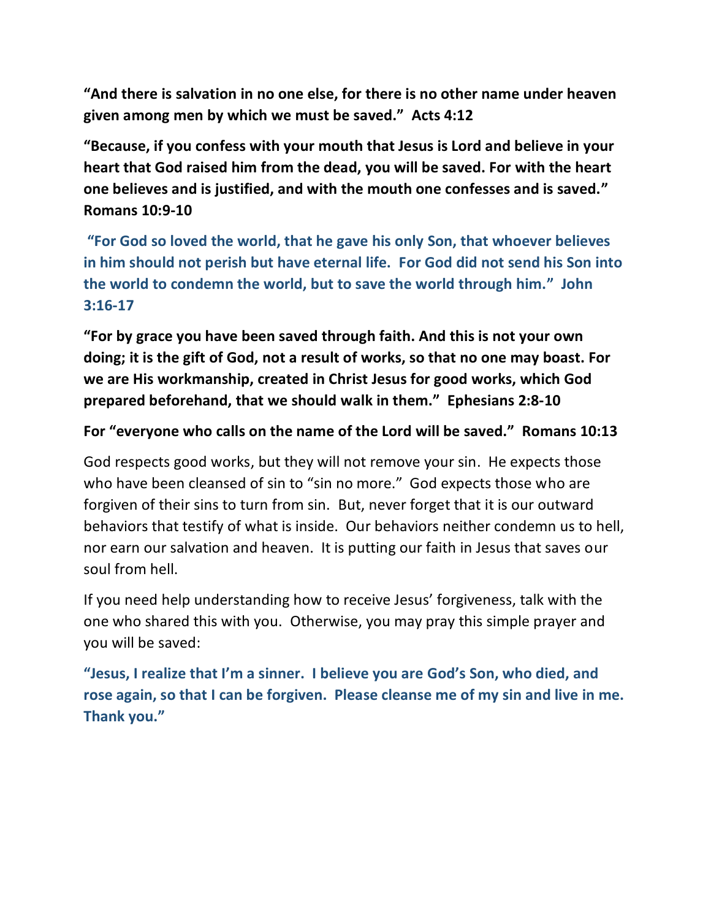**“And there is salvation in no one else, for there is no other name under heaven given among men by which we must be saved.” Acts 4:12**

**“Because, if you confess with your mouth that Jesus is Lord and believe in your heart that God raised him from the dead, you will be saved. For with the heart one believes and is justified, and with the mouth one confesses and is saved.” Romans 10:9-10**

**“For God so loved the world, that he gave his only Son, that whoever believes in him should not perish but have eternal life. For God did not send his Son into the world to condemn the world, but to save the world through him.” John 3:16-17**

**“For by grace you have been saved through faith. And this is not your own doing; it is the gift of God, not a result of works, so that no one may boast. For we are His workmanship, created in Christ Jesus for good works, which God prepared beforehand, that we should walk in them.” Ephesians 2:8-10**

**For “everyone who calls on the name of the Lord will be saved.” Romans 10:13**

God respects good works, but they will not remove your sin. He expects those who have been cleansed of sin to “sin no more.” God expects those who are forgiven of their sins to turn from sin. But, never forget that it is our outward behaviors that testify of what is inside. Our behaviors neither condemn us to hell, nor earn our salvation and heaven. It is putting our faith in Jesus that saves our soul from hell.

If you need help understanding how to receive Jesus’ forgiveness, talk with the one who shared this with you. Otherwise, you may pray this simple prayer and you will be saved:

**“Jesus, I realize that I’m a sinner. I believe you are God’s Son, who died, and rose again, so that I can be forgiven. Please cleanse me of my sin and live in me. Thank you.”**